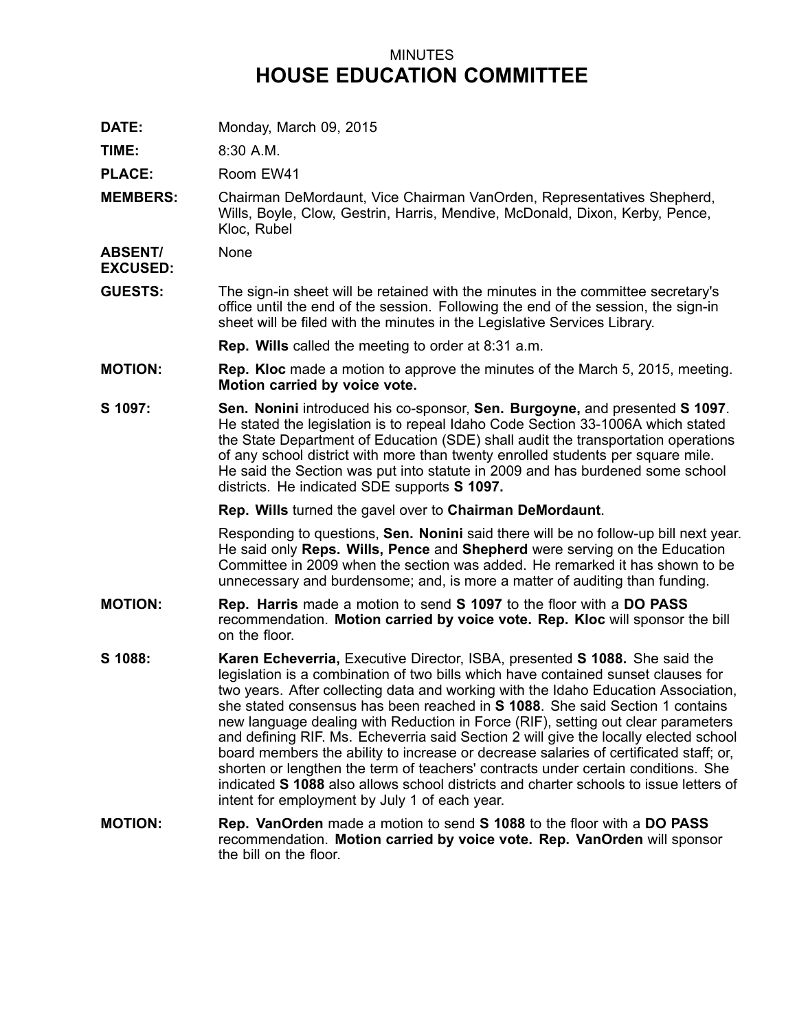MINUTES

# HOUSE EDUCATION COMMITTEE

**DATE:** Monday, March 09, 2015

**TIME:** 8:30 A.M.

**PLACE:** Room EW41

**MEMBERS:** Chairman DeMordaunt, Vice Chairman VanOrden, Representatives Shepherd, Wills, Boyle, Clow, Gestrin, Harris, Mendive, McDonald, Dixon, Kerby, Pence, Kloc, Rubel

**ABSENT/ EXCUSED:** None

**GUESTS:** The sign-in sheet will be retained with the minutes in the committee secretary's office until the end of the session. Following the end of the session, the sign-in sheet will be filed with the minutes in the Legislative Services Library.

**Rep. Wills** called the meeting to order at 8:31 a.m.

**MOTION:** **Rep. Kloc** made a motion to approve the minutes of the March 5, 2015, meeting. **Motion carried by voice vote.**

**S 1097:** **Sen. Nonini** introduced his co-sponsor, **Sen. Burgoyne,** and presented **S 1097**. He stated the legislation is to repeal Idaho Code Section 33-1006A which stated the State Department of Education (SDE) shall audit the transportation operations of any school district with more than twenty enrolled students per square mile. He said the Section was put into statute in 2009 and has burdened some school districts. He indicated SDE supports **S 1097.**

**Rep. Wills** turned the gavel over to **Chairman DeMordaunt**.

Responding to questions, **Sen. Nonini** said there will be no follow-up bill next year. He said only **Reps. Wills, Pence** and **Shepherd** were serving on the Education Committee in 2009 when the section was added. He remarked it has shown to be unnecessary and burdensome; and, is more a matter of auditing than funding.

**MOTION:** **Rep. Harris** made a motion to send **S 1097** to the floor with a **DO PASS** recommendation. **Motion carried by voice vote. Rep. Kloc** will sponsor the bill on the floor.

**S 1088:** **Karen Echeverria,** Executive Director, ISBA, presented **S 1088.** She said the legislation is a combination of two bills which have contained sunset clauses for two years. After collecting data and working with the Idaho Education Association, she stated consensus has been reached in **S 1088**. She said Section 1 contains new language dealing with Reduction in Force (RIF), setting out clear parameters and defining RIF. Ms. Echeverria said Section 2 will give the locally elected school board members the ability to increase or decrease salaries of certificated staff; or, shorten or lengthen the term of teachers' contracts under certain conditions. She indicated **S 1088** also allows school districts and charter schools to issue letters of intent for employment by July 1 of each year.

**MOTION:** **Rep. VanOrden** made a motion to send **S 1088** to the floor with a **DO PASS** recommendation. **Motion carried by voice vote. Rep. VanOrden** will sponsor the bill on the floor.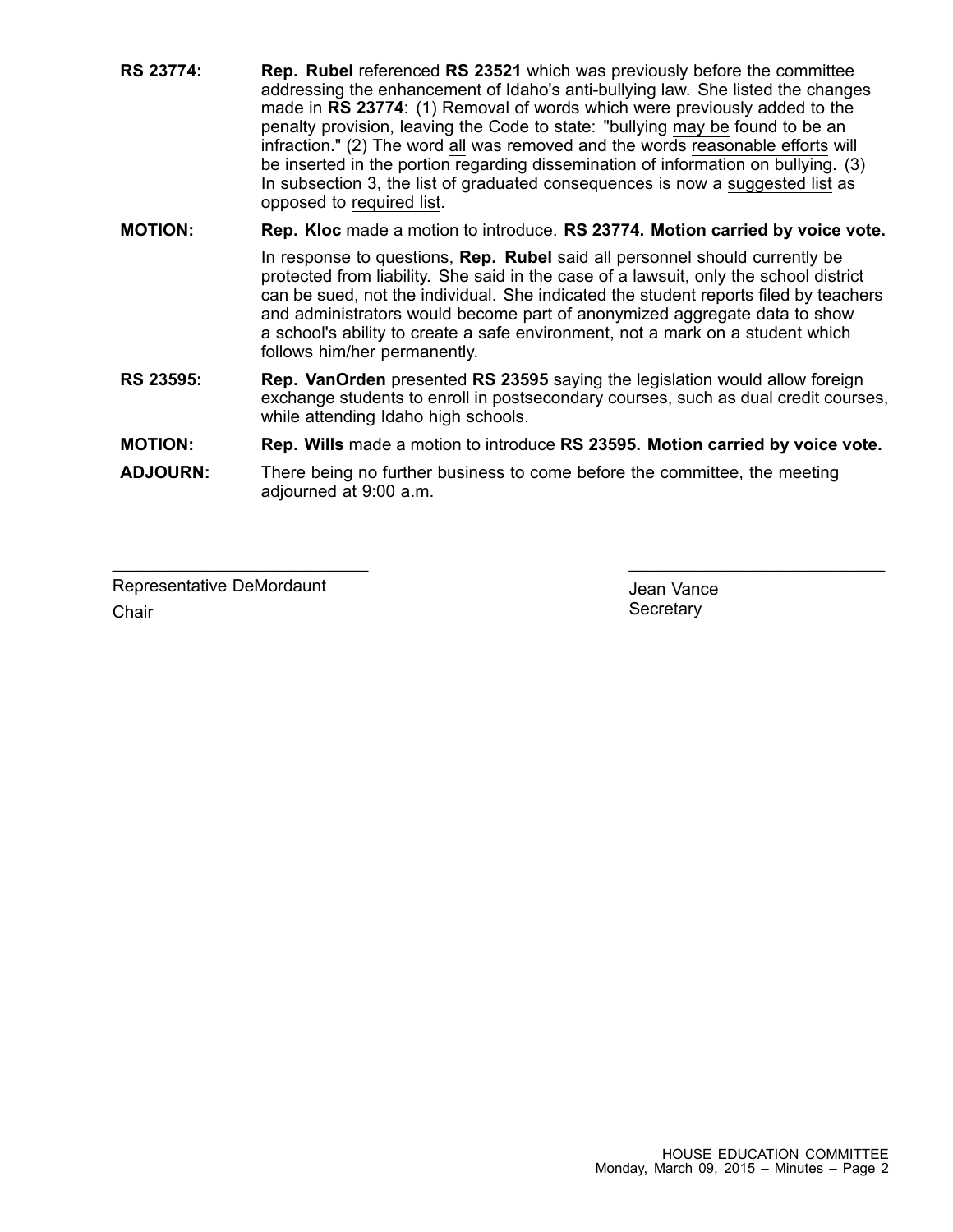**RS 23774:** **Rep. Rubel** referenced **RS 23521** which was previously before the committee addressing the enhancement of Idaho's anti-bullying law. She listed the changes made in **RS 23774**: (1) Removal of words which were previously added to the penalty provision, leaving the Code to state: "bullying may be found to be an infraction." (2) The word all was removed and the words reasonable efforts will be inserted in the portion regarding dissemination of information on bullying. (3) In subsection 3, the list of graduated consequences is now a suggested list as opposed to required list.

**MOTION:** **Rep. Kloc** made a motion to introduce. **RS 23774. Motion carried by voice vote.**

In response to questions, **Rep. Rubel** said all personnel should currently be protected from liability. She said in the case of a lawsuit, only the school district can be sued, not the individual. She indicated the student reports filed by teachers and administrators would become part of anonymized aggregate data to show a school's ability to create a safe environment, not a mark on a student which follows him/her permanently.

**RS 23595:** **Rep. VanOrden** presented **RS 23595** saying the legislation would allow foreign exchange students to enroll in postsecondary courses, such as dual credit courses, while attending Idaho high schools.

**MOTION:** **Rep. Wills** made a motion to introduce **RS 23595. Motion carried by voice vote.**

**ADJOURN:** There being no further business to come before the committee, the meeting adjourned at 9:00 a.m.

___________________________
Representative DeMordaunt
Chair

___________________________
Jean Vance
Secretary